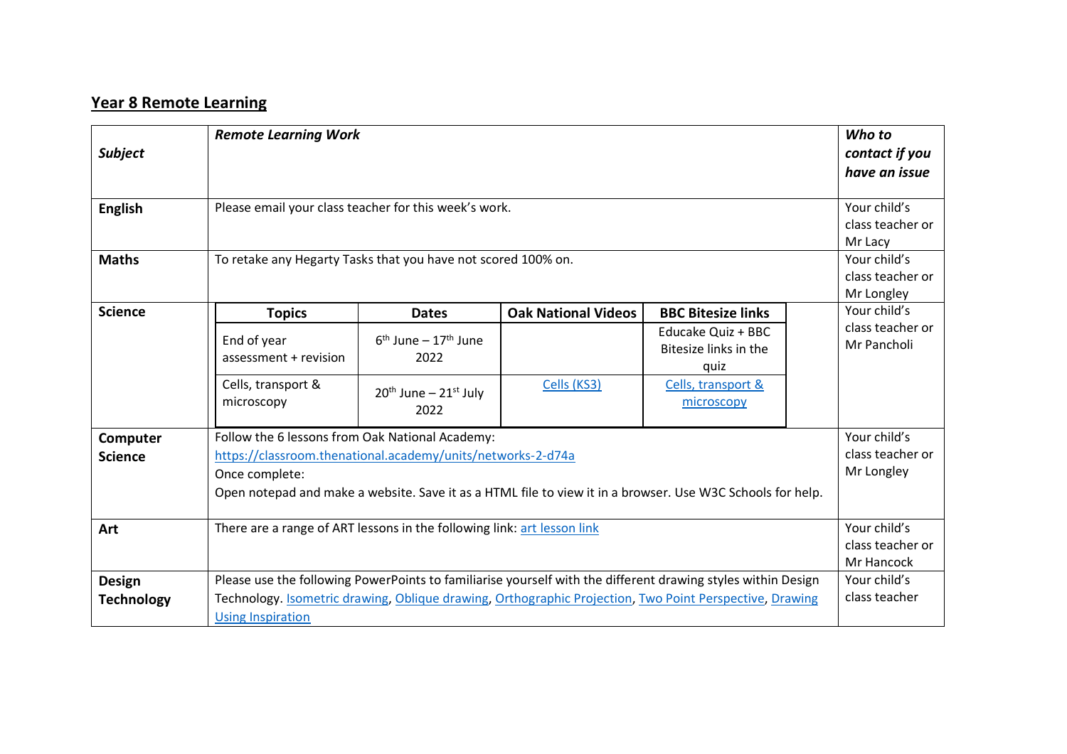## Year 8 Remote Learning

| ***Subject*** | ***Remote Learning Work*** | ***Who to contact if you have an issue*** |
|---|---|---|
| **English** | Please email your class teacher for this week's work. | Your child's class teacher or Mr Lacy |
| **Maths** | To retake any Hegarty Tasks that you have not scored 100% on. | Your child's class teacher or Mr Longley |
| **Science** | **Topics** / **Dates** / **Oak National Videos** / **BBC Bitesize links**<br>End of year assessment + revision / 6th June – 17th June 2022 / – / Educake Quiz + BBC Bitesize links in the quiz<br>Cells, transport & microscopy / 20th June – 21st July 2022 / Cells (KS3) / Cells, transport & microscopy | Your child's class teacher or Mr Pancholi |
| **Computer Science** | Follow the 6 lessons from Oak National Academy:<br>https://classroom.thenational.academy/units/networks-2-d74a<br>Once complete:<br>Open notepad and make a website. Save it as a HTML file to view it in a browser. Use W3C Schools for help. | Your child's class teacher or Mr Longley |
| **Art** | There are a range of ART lessons in the following link: art lesson link | Your child's class teacher or Mr Hancock |
| **Design Technology** | Please use the following PowerPoints to familiarise yourself with the different drawing styles within Design Technology. Isometric drawing, Oblique drawing, Orthographic Projection, Two Point Perspective, Drawing Using Inspiration | Your child's class teacher |

Science:

| Topics | Dates | Oak National Videos | BBC Bitesize links |
|---|---|---|---|
| End of year assessment + revision | 6th June – 17th June 2022 | | Educake Quiz + BBC Bitesize links in the quiz |
| Cells, transport & microscopy | 20th June – 21st July 2022 | Cells (KS3) | Cells, transport & microscopy |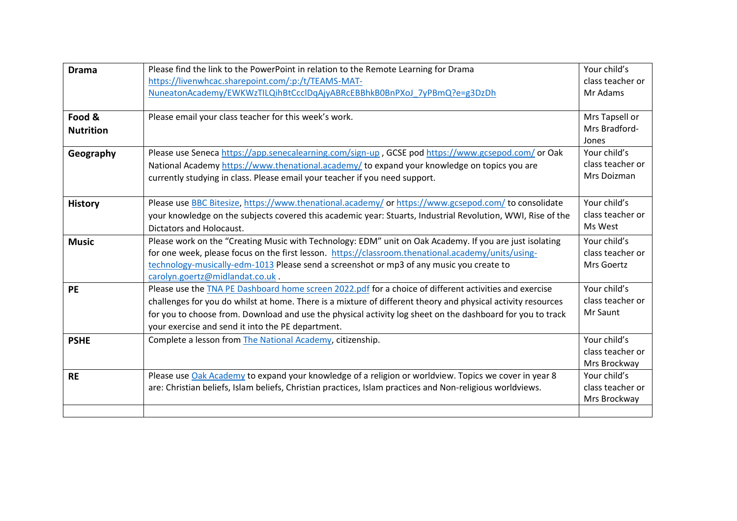| | | |
|---|---|---|
| **Drama** | Please find the link to the PowerPoint in relation to the Remote Learning for Drama https://livenwhcac.sharepoint.com/:p:/t/TEAMS-MAT-NuneatonAcademy/EWKWzTILQihBtCcclDqAjyABRcEBBhkB0BnPXoJ_7yPBmQ?e=g3DzDh | Your child's class teacher or Mr Adams |
| **Food & Nutrition** | Please email your class teacher for this week's work. | Mrs Tapsell or Mrs Bradford-Jones |
| **Geography** | Please use Seneca https://app.senecalearning.com/sign-up , GCSE pod https://www.gcsepod.com/ or Oak National Academy https://www.thenational.academy/ to expand your knowledge on topics you are currently studying in class. Please email your teacher if you need support. | Your child's class teacher or Mrs Doizman |
| **History** | Please use BBC Bitesize, https://www.thenational.academy/ or https://www.gcsepod.com/ to consolidate your knowledge on the subjects covered this academic year: Stuarts, Industrial Revolution, WWI, Rise of the Dictators and Holocaust. | Your child's class teacher or Ms West |
| **Music** | Please work on the "Creating Music with Technology: EDM" unit on Oak Academy. If you are just isolating for one week, please focus on the first lesson. https://classroom.thenational.academy/units/using-technology-musically-edm-1013 Please send a screenshot or mp3 of any music you create to carolyn.goertz@midlandat.co.uk . | Your child's class teacher or Mrs Goertz |
| **PE** | Please use the TNA PE Dashboard home screen 2022.pdf for a choice of different activities and exercise challenges for you do whilst at home. There is a mixture of different theory and physical activity resources for you to choose from. Download and use the physical activity log sheet on the dashboard for you to track your exercise and send it into the PE department. | Your child's class teacher or Mr Saunt |
| **PSHE** | Complete a lesson from The National Academy, citizenship. | Your child's class teacher or Mrs Brockway |
| **RE** | Please use Oak Academy to expand your knowledge of a religion or worldview. Topics we cover in year 8 are: Christian beliefs, Islam beliefs, Christian practices, Islam practices and Non-religious worldviews. | Your child's class teacher or Mrs Brockway |
| | | |